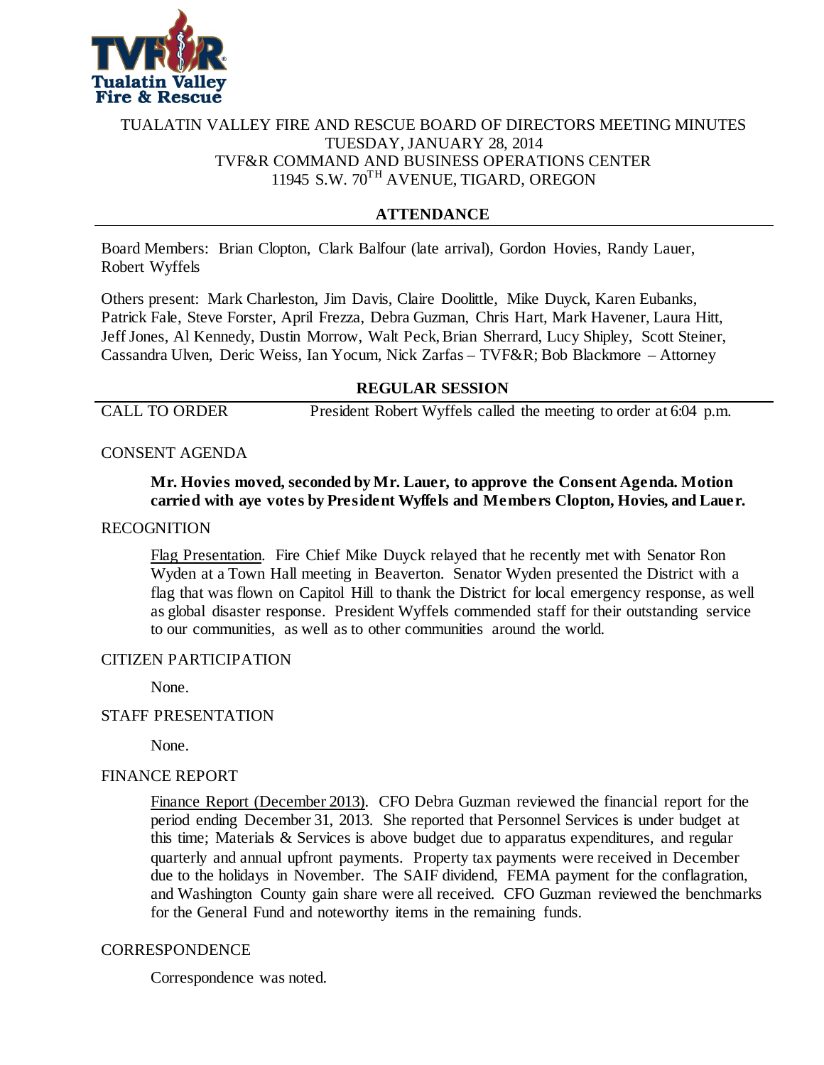# TUALATIN VALLEY FIRE AND RESCUE BOARD OF DIRECTORS MEETING MINUTES
TUESDAY, JANUARY 28, 2014
TVF&R COMMAND AND BUSINESS OPERATIONS CENTER
11945 S.W. 70TH AVENUE, TIGARD, OREGON

## ATTENDANCE

Board Members: Brian Clopton, Clark Balfour (late arrival), Gordon Hovies, Randy Lauer, Robert Wyffels

Others present: Mark Charleston, Jim Davis, Claire Doolittle, Mike Duyck, Karen Eubanks, Patrick Fale, Steve Forster, April Frezza, Debra Guzman, Chris Hart, Mark Havener, Laura Hitt, Jeff Jones, Al Kennedy, Dustin Morrow, Walt Peck, Brian Sherrard, Lucy Shipley, Scott Steiner, Cassandra Ulven, Deric Weiss, Ian Yocum, Nick Zarfas – TVF&R; Bob Blackmore – Attorney

## REGULAR SESSION

CALL TO ORDER — President Robert Wyffels called the meeting to order at 6:04 p.m.

CONSENT AGENDA

**Mr. Hovies moved, seconded by Mr. Lauer, to approve the Consent Agenda. Motion carried with aye votes by President Wyffels and Members Clopton, Hovies, and Lauer.**

RECOGNITION

Flag Presentation. Fire Chief Mike Duyck relayed that he recently met with Senator Ron Wyden at a Town Hall meeting in Beaverton. Senator Wyden presented the District with a flag that was flown on Capitol Hill to thank the District for local emergency response, as well as global disaster response. President Wyffels commended staff for their outstanding service to our communities, as well as to other communities around the world.

CITIZEN PARTICIPATION

None.

STAFF PRESENTATION

None.

FINANCE REPORT

Finance Report (December 2013). CFO Debra Guzman reviewed the financial report for the period ending December 31, 2013. She reported that Personnel Services is under budget at this time; Materials & Services is above budget due to apparatus expenditures, and regular quarterly and annual upfront payments. Property tax payments were received in December due to the holidays in November. The SAIF dividend, FEMA payment for the conflagration, and Washington County gain share were all received. CFO Guzman reviewed the benchmarks for the General Fund and noteworthy items in the remaining funds.

CORRESPONDENCE

Correspondence was noted.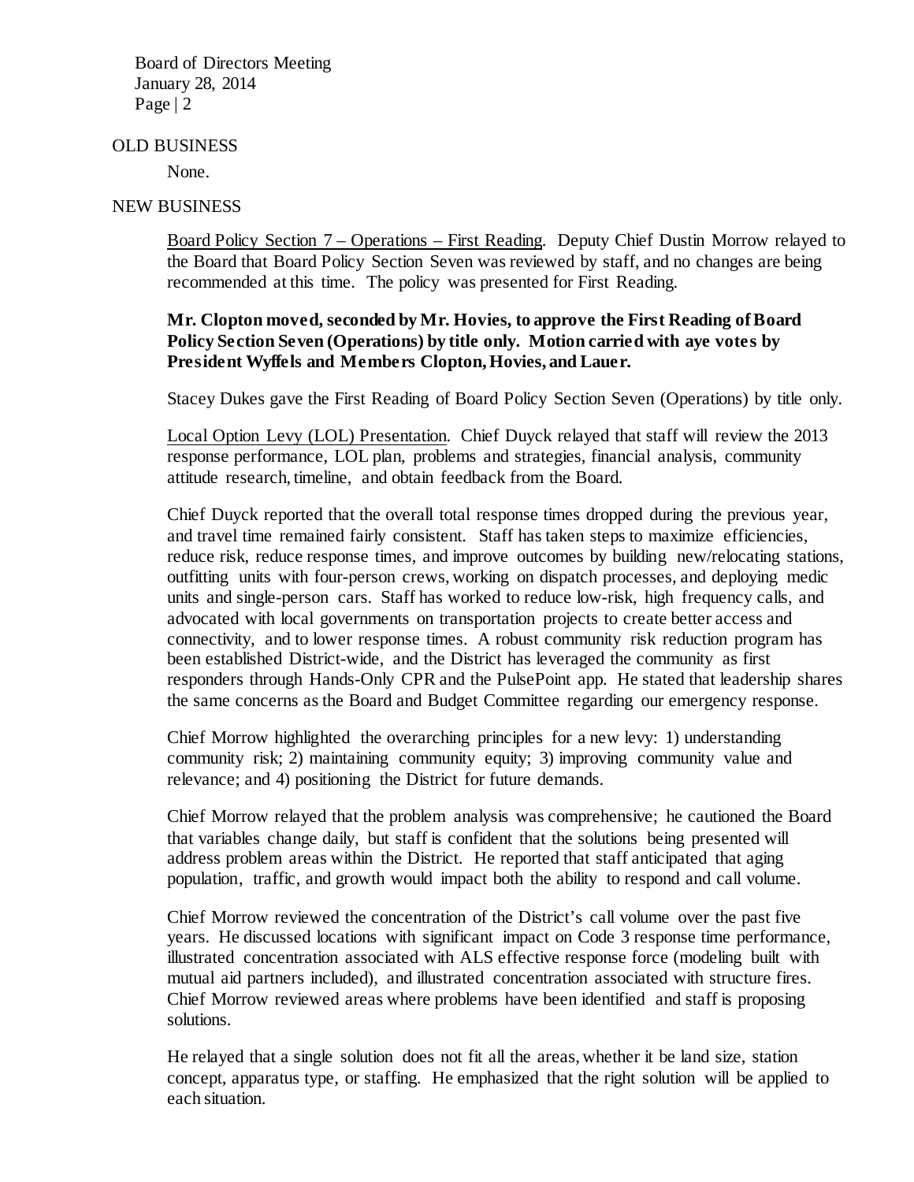## OLD BUSINESS

None.

## NEW BUSINESS

Board Policy Section 7 – Operations – First Reading. Deputy Chief Dustin Morrow relayed to the Board that Board Policy Section Seven was reviewed by staff, and no changes are being recommended at this time. The policy was presented for First Reading.

**Mr. Clopton moved, seconded by Mr. Hovies, to approve the First Reading of Board Policy Section Seven (Operations) by title only. Motion carried with aye votes by President Wyffels and Members Clopton, Hovies, and Lauer.**

Stacey Dukes gave the First Reading of Board Policy Section Seven (Operations) by title only.

Local Option Levy (LOL) Presentation. Chief Duyck relayed that staff will review the 2013 response performance, LOL plan, problems and strategies, financial analysis, community attitude research, timeline, and obtain feedback from the Board.

Chief Duyck reported that the overall total response times dropped during the previous year, and travel time remained fairly consistent. Staff has taken steps to maximize efficiencies, reduce risk, reduce response times, and improve outcomes by building new/relocating stations, outfitting units with four-person crews, working on dispatch processes, and deploying medic units and single-person cars. Staff has worked to reduce low-risk, high frequency calls, and advocated with local governments on transportation projects to create better access and connectivity, and to lower response times. A robust community risk reduction program has been established District-wide, and the District has leveraged the community as first responders through Hands-Only CPR and the PulsePoint app. He stated that leadership shares the same concerns as the Board and Budget Committee regarding our emergency response.

Chief Morrow highlighted the overarching principles for a new levy: 1) understanding community risk; 2) maintaining community equity; 3) improving community value and relevance; and 4) positioning the District for future demands.

Chief Morrow relayed that the problem analysis was comprehensive; he cautioned the Board that variables change daily, but staff is confident that the solutions being presented will address problem areas within the District. He reported that staff anticipated that aging population, traffic, and growth would impact both the ability to respond and call volume.

Chief Morrow reviewed the concentration of the District's call volume over the past five years. He discussed locations with significant impact on Code 3 response time performance, illustrated concentration associated with ALS effective response force (modeling built with mutual aid partners included), and illustrated concentration associated with structure fires. Chief Morrow reviewed areas where problems have been identified and staff is proposing solutions.

He relayed that a single solution does not fit all the areas, whether it be land size, station concept, apparatus type, or staffing. He emphasized that the right solution will be applied to each situation.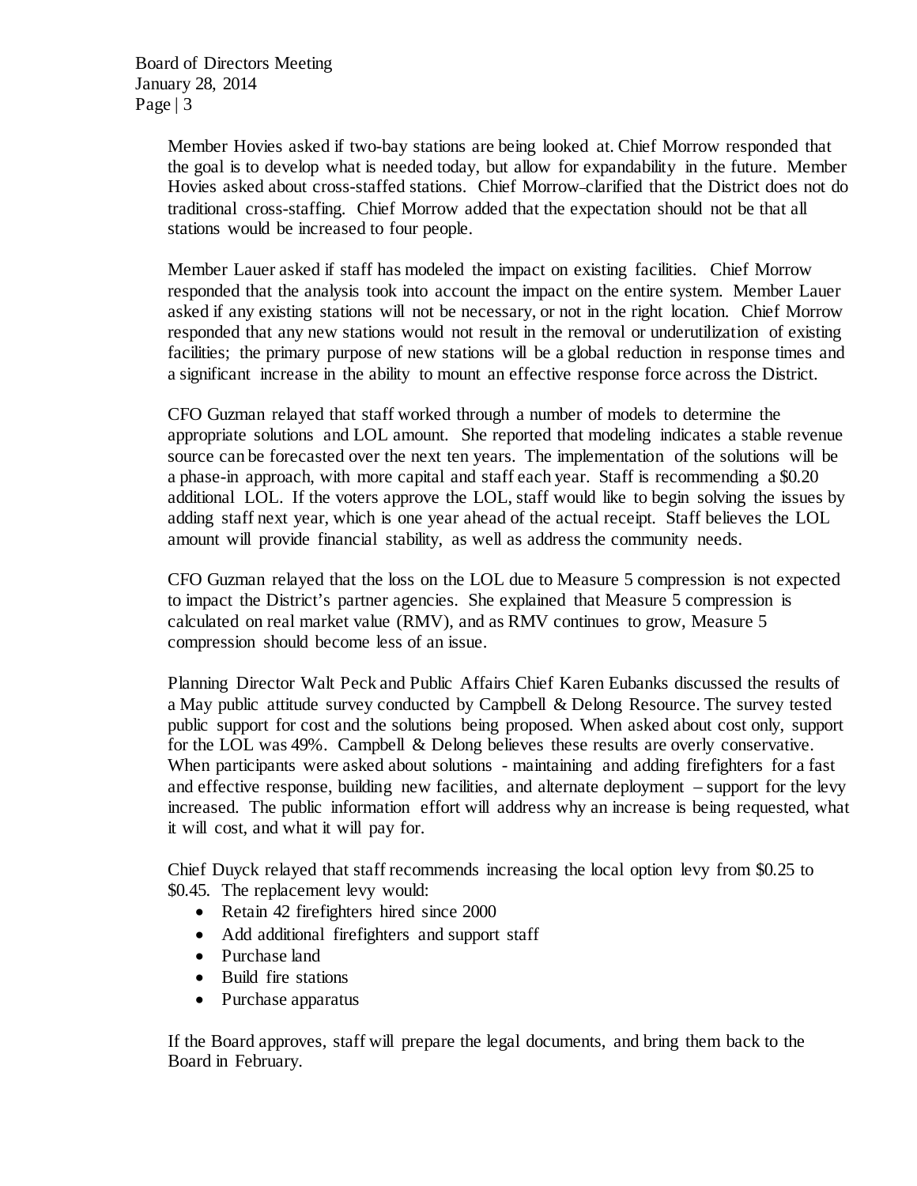Member Hovies asked if two-bay stations are being looked at. Chief Morrow responded that the goal is to develop what is needed today, but allow for expandability in the future. Member Hovies asked about cross-staffed stations. Chief Morrow clarified that the District does not do traditional cross-staffing. Chief Morrow added that the expectation should not be that all stations would be increased to four people.

Member Lauer asked if staff has modeled the impact on existing facilities. Chief Morrow responded that the analysis took into account the impact on the entire system. Member Lauer asked if any existing stations will not be necessary, or not in the right location. Chief Morrow responded that any new stations would not result in the removal or underutilization of existing facilities; the primary purpose of new stations will be a global reduction in response times and a significant increase in the ability to mount an effective response force across the District.

CFO Guzman relayed that staff worked through a number of models to determine the appropriate solutions and LOL amount. She reported that modeling indicates a stable revenue source can be forecasted over the next ten years. The implementation of the solutions will be a phase-in approach, with more capital and staff each year. Staff is recommending a $0.20 additional LOL. If the voters approve the LOL, staff would like to begin solving the issues by adding staff next year, which is one year ahead of the actual receipt. Staff believes the LOL amount will provide financial stability, as well as address the community needs.

CFO Guzman relayed that the loss on the LOL due to Measure 5 compression is not expected to impact the District's partner agencies. She explained that Measure 5 compression is calculated on real market value (RMV), and as RMV continues to grow, Measure 5 compression should become less of an issue.

Planning Director Walt Peck and Public Affairs Chief Karen Eubanks discussed the results of a May public attitude survey conducted by Campbell & Delong Resource. The survey tested public support for cost and the solutions being proposed. When asked about cost only, support for the LOL was 49%. Campbell & Delong believes these results are overly conservative. When participants were asked about solutions - maintaining and adding firefighters for a fast and effective response, building new facilities, and alternate deployment – support for the levy increased. The public information effort will address why an increase is being requested, what it will cost, and what it will pay for.

Chief Duyck relayed that staff recommends increasing the local option levy from $0.25 to $0.45. The replacement levy would:

- Retain 42 firefighters hired since 2000
- Add additional firefighters and support staff
- Purchase land
- Build fire stations
- Purchase apparatus

If the Board approves, staff will prepare the legal documents, and bring them back to the Board in February.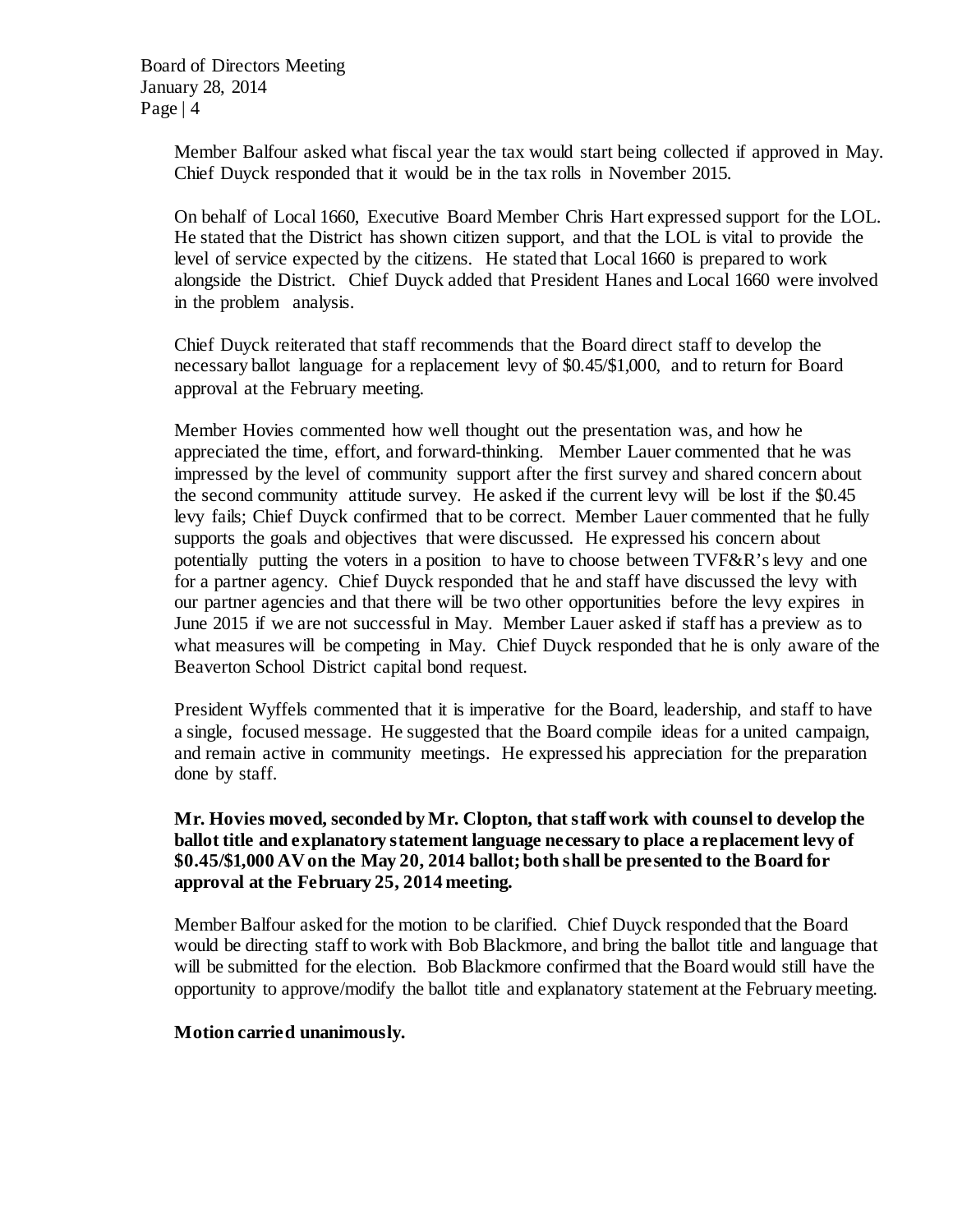Member Balfour asked what fiscal year the tax would start being collected if approved in May. Chief Duyck responded that it would be in the tax rolls in November 2015.

On behalf of Local 1660, Executive Board Member Chris Hart expressed support for the LOL. He stated that the District has shown citizen support, and that the LOL is vital to provide the level of service expected by the citizens. He stated that Local 1660 is prepared to work alongside the District. Chief Duyck added that President Hanes and Local 1660 were involved in the problem analysis.

Chief Duyck reiterated that staff recommends that the Board direct staff to develop the necessary ballot language for a replacement levy of $0.45/$1,000, and to return for Board approval at the February meeting.

Member Hovies commented how well thought out the presentation was, and how he appreciated the time, effort, and forward-thinking. Member Lauer commented that he was impressed by the level of community support after the first survey and shared concern about the second community attitude survey. He asked if the current levy will be lost if the $0.45 levy fails; Chief Duyck confirmed that to be correct. Member Lauer commented that he fully supports the goals and objectives that were discussed. He expressed his concern about potentially putting the voters in a position to have to choose between TVF&R's levy and one for a partner agency. Chief Duyck responded that he and staff have discussed the levy with our partner agencies and that there will be two other opportunities before the levy expires in June 2015 if we are not successful in May. Member Lauer asked if staff has a preview as to what measures will be competing in May. Chief Duyck responded that he is only aware of the Beaverton School District capital bond request.

President Wyffels commented that it is imperative for the Board, leadership, and staff to have a single, focused message. He suggested that the Board compile ideas for a united campaign, and remain active in community meetings. He expressed his appreciation for the preparation done by staff.

**Mr. Hovies moved, seconded by Mr. Clopton, that staff work with counsel to develop the ballot title and explanatory statement language necessary to place a replacement levy of $0.45/$1,000 AV on the May 20, 2014 ballot; both shall be presented to the Board for approval at the February 25, 2014 meeting.**

Member Balfour asked for the motion to be clarified. Chief Duyck responded that the Board would be directing staff to work with Bob Blackmore, and bring the ballot title and language that will be submitted for the election. Bob Blackmore confirmed that the Board would still have the opportunity to approve/modify the ballot title and explanatory statement at the February meeting.

**Motion carried unanimously.**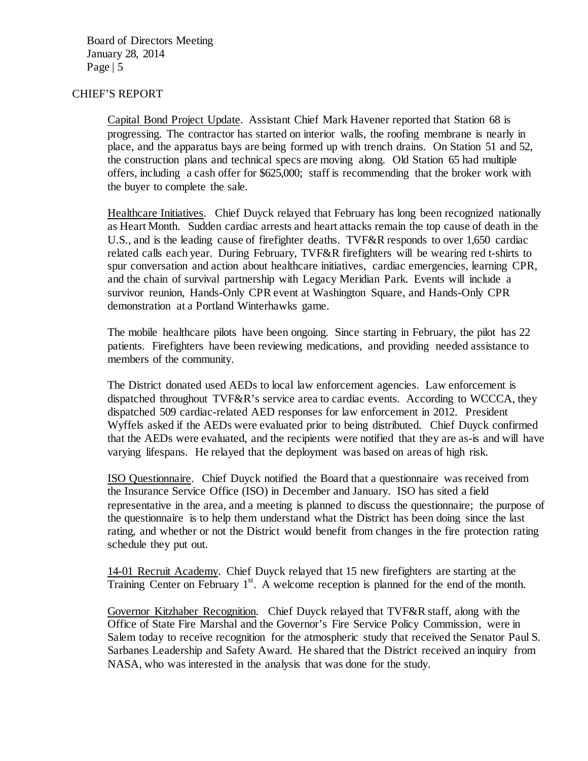## CHIEF'S REPORT

Capital Bond Project Update. Assistant Chief Mark Havener reported that Station 68 is progressing. The contractor has started on interior walls, the roofing membrane is nearly in place, and the apparatus bays are being formed up with trench drains. On Station 51 and 52, the construction plans and technical specs are moving along. Old Station 65 had multiple offers, including a cash offer for $625,000; staff is recommending that the broker work with the buyer to complete the sale.

Healthcare Initiatives. Chief Duyck relayed that February has long been recognized nationally as Heart Month. Sudden cardiac arrests and heart attacks remain the top cause of death in the U.S., and is the leading cause of firefighter deaths. TVF&R responds to over 1,650 cardiac related calls each year. During February, TVF&R firefighters will be wearing red t-shirts to spur conversation and action about healthcare initiatives, cardiac emergencies, learning CPR, and the chain of survival partnership with Legacy Meridian Park. Events will include a survivor reunion, Hands-Only CPR event at Washington Square, and Hands-Only CPR demonstration at a Portland Winterhawks game.

The mobile healthcare pilots have been ongoing. Since starting in February, the pilot has 22 patients. Firefighters have been reviewing medications, and providing needed assistance to members of the community.

The District donated used AEDs to local law enforcement agencies. Law enforcement is dispatched throughout TVF&R's service area to cardiac events. According to WCCCA, they dispatched 509 cardiac-related AED responses for law enforcement in 2012. President Wyffels asked if the AEDs were evaluated prior to being distributed. Chief Duyck confirmed that the AEDs were evaluated, and the recipients were notified that they are as-is and will have varying lifespans. He relayed that the deployment was based on areas of high risk.

ISO Questionnaire. Chief Duyck notified the Board that a questionnaire was received from the Insurance Service Office (ISO) in December and January. ISO has sited a field representative in the area, and a meeting is planned to discuss the questionnaire; the purpose of the questionnaire is to help them understand what the District has been doing since the last rating, and whether or not the District would benefit from changes in the fire protection rating schedule they put out.

14-01 Recruit Academy. Chief Duyck relayed that 15 new firefighters are starting at the Training Center on February 1st. A welcome reception is planned for the end of the month.

Governor Kitzhaber Recognition. Chief Duyck relayed that TVF&R staff, along with the Office of State Fire Marshal and the Governor's Fire Service Policy Commission, were in Salem today to receive recognition for the atmospheric study that received the Senator Paul S. Sarbanes Leadership and Safety Award. He shared that the District received an inquiry from NASA, who was interested in the analysis that was done for the study.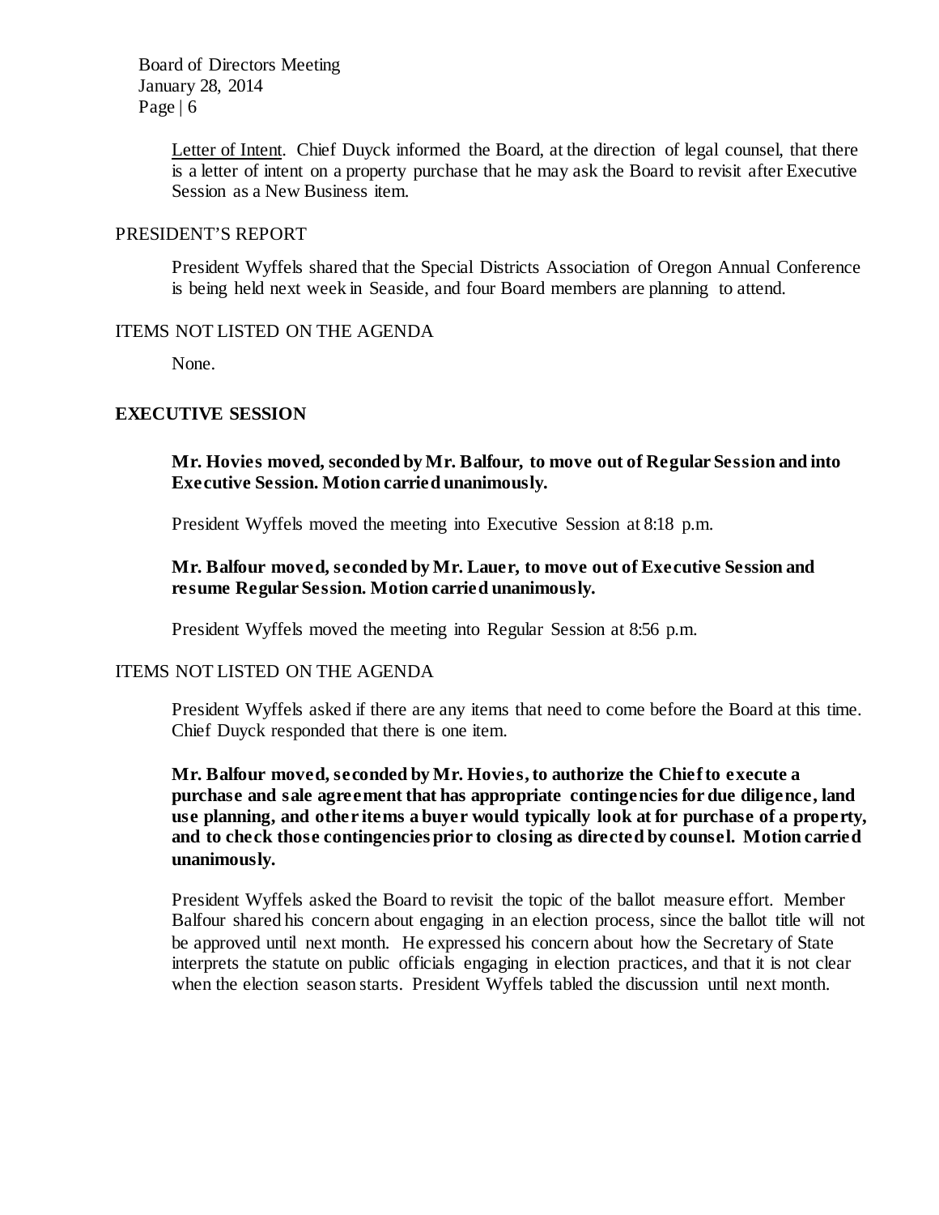Letter of Intent. Chief Duyck informed the Board, at the direction of legal counsel, that there is a letter of intent on a property purchase that he may ask the Board to revisit after Executive Session as a New Business item.

## PRESIDENT'S REPORT

President Wyffels shared that the Special Districts Association of Oregon Annual Conference is being held next week in Seaside, and four Board members are planning to attend.

## ITEMS NOT LISTED ON THE AGENDA

None.

## EXECUTIVE SESSION

**Mr. Hovies moved, seconded by Mr. Balfour, to move out of Regular Session and into Executive Session. Motion carried unanimously.**

President Wyffels moved the meeting into Executive Session at 8:18 p.m.

**Mr. Balfour moved, seconded by Mr. Lauer, to move out of Executive Session and resume Regular Session. Motion carried unanimously.**

President Wyffels moved the meeting into Regular Session at 8:56 p.m.

## ITEMS NOT LISTED ON THE AGENDA

President Wyffels asked if there are any items that need to come before the Board at this time. Chief Duyck responded that there is one item.

**Mr. Balfour moved, seconded by Mr. Hovies, to authorize the Chief to execute a purchase and sale agreement that has appropriate contingencies for due diligence, land use planning, and other items a buyer would typically look at for purchase of a property, and to check those contingencies prior to closing as directed by counsel. Motion carried unanimously.**

President Wyffels asked the Board to revisit the topic of the ballot measure effort. Member Balfour shared his concern about engaging in an election process, since the ballot title will not be approved until next month. He expressed his concern about how the Secretary of State interprets the statute on public officials engaging in election practices, and that it is not clear when the election season starts. President Wyffels tabled the discussion until next month.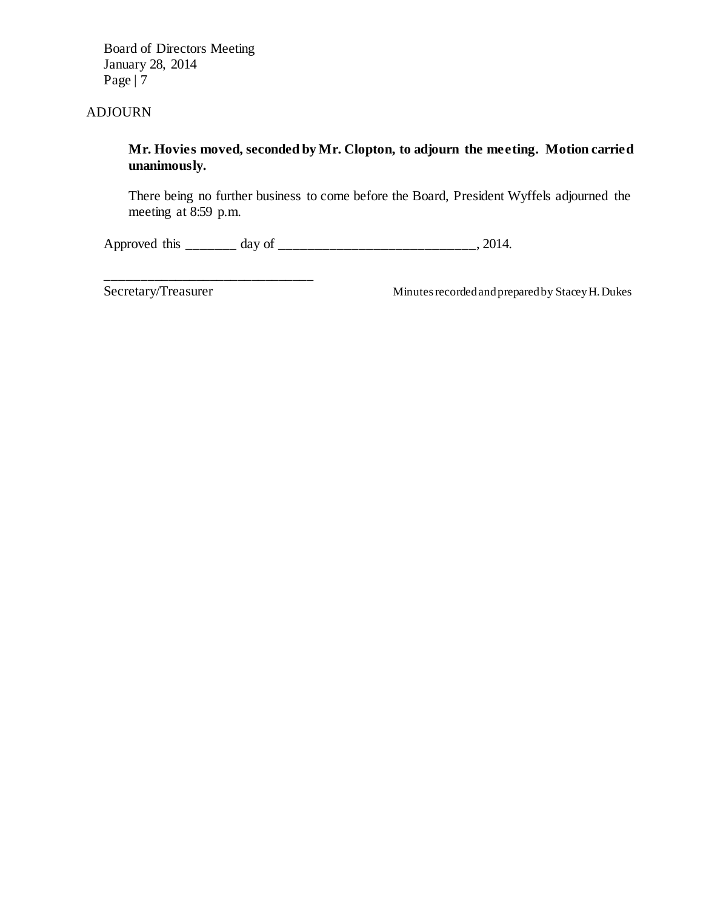ADJOURN

**Mr. Hovies moved, seconded by Mr. Clopton, to adjourn the meeting. Motion carried unanimously.**

There being no further business to come before the Board, President Wyffels adjourned the meeting at 8:59 p.m.

Approved this _______ day of ____________________________, 2014.

______________________________
Secretary/Treasurer

Minutes recorded and prepared by Stacey H. Dukes